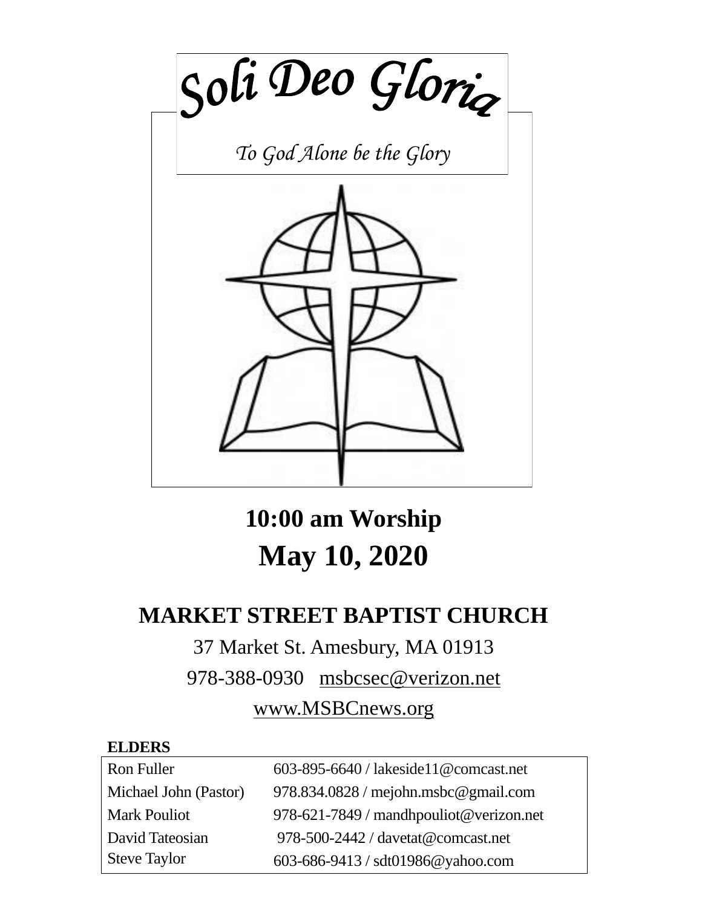# Soli Deo Gloria

*To God Alone be the Glory*

**10:00 am Worship**

**May 10, 2020**

## MARKET STREET BAPTIST CHURCH

37 Market St. Amesbury, MA 01913

978-388-0930 msbcsec@verizon.net

www.MSBCnews.org

**ELDERS**

| | |
|---|---|
| Ron Fuller | 603-895-6640 / lakeside11@comcast.net |
| Michael John (Pastor) | 978.834.0828 / mejohn.msbc@gmail.com |
| Mark Pouliot | 978-621-7849 / mandhpouliot@verizon.net |
| David Tateosian | 978-500-2442 / davetat@comcast.net |
| Steve Taylor | 603-686-9413 / sdt01986@yahoo.com |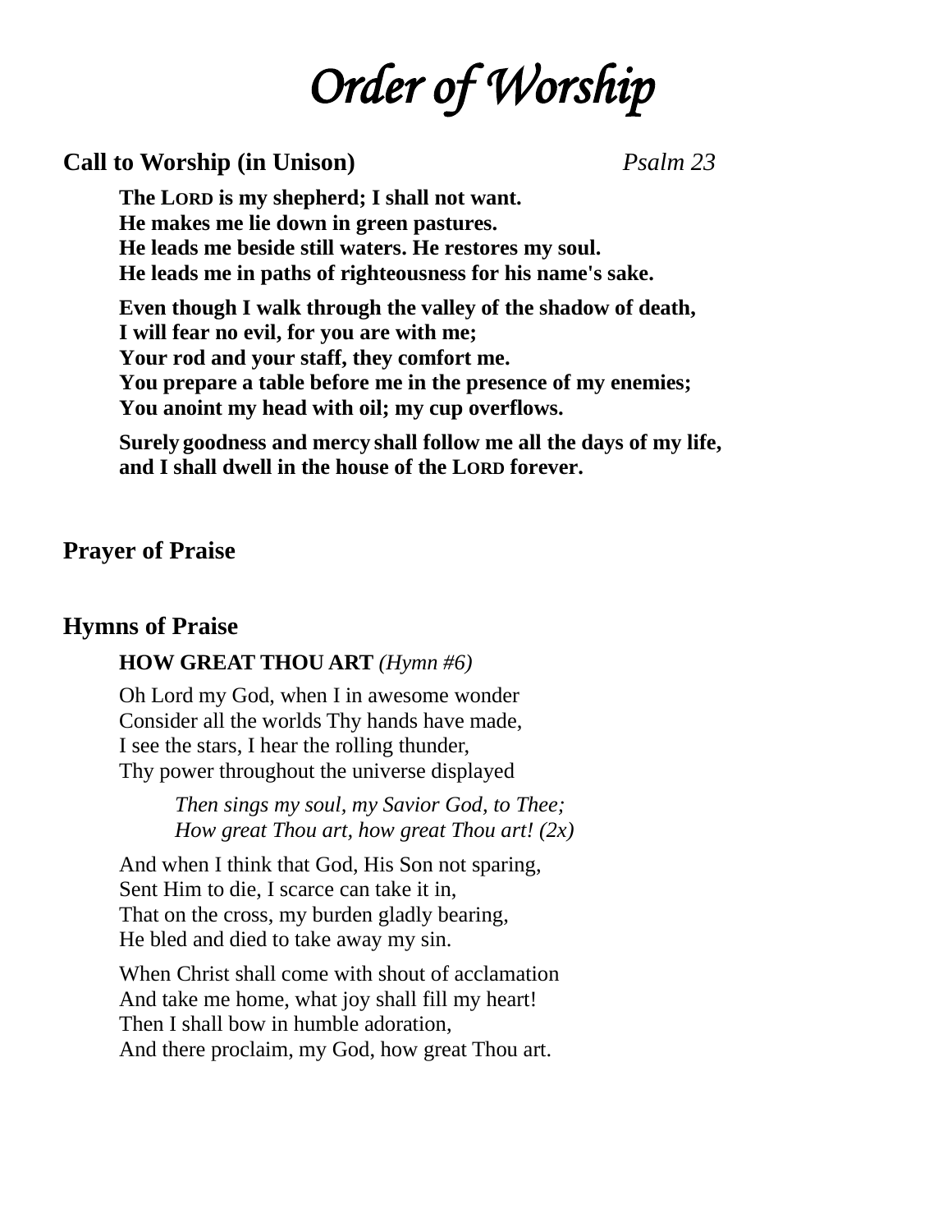# *Order of Worship*

**Call to Worship (in Unison)** *Psalm 23*

**The LORD is my shepherd; I shall not want.**
**He makes me lie down in green pastures.**
**He leads me beside still waters. He restores my soul.**
**He leads me in paths of righteousness for his name's sake.**

**Even though I walk through the valley of the shadow of death,**
**I will fear no evil, for you are with me;**
**Your rod and your staff, they comfort me.**
**You prepare a table before me in the presence of my enemies;**
**You anoint my head with oil; my cup overflows.**

**Surely goodness and mercy shall follow me all the days of my life,**
**and I shall dwell in the house of the LORD forever.**

**Prayer of Praise**

**Hymns of Praise**

**HOW GREAT THOU ART** *(Hymn #6)*

Oh Lord my God, when I in awesome wonder
Consider all the worlds Thy hands have made,
I see the stars, I hear the rolling thunder,
Thy power throughout the universe displayed

*Then sings my soul, my Savior God, to Thee;*
*How great Thou art, how great Thou art! (2x)*

And when I think that God, His Son not sparing,
Sent Him to die, I scarce can take it in,
That on the cross, my burden gladly bearing,
He bled and died to take away my sin.

When Christ shall come with shout of acclamation
And take me home, what joy shall fill my heart!
Then I shall bow in humble adoration,
And there proclaim, my God, how great Thou art.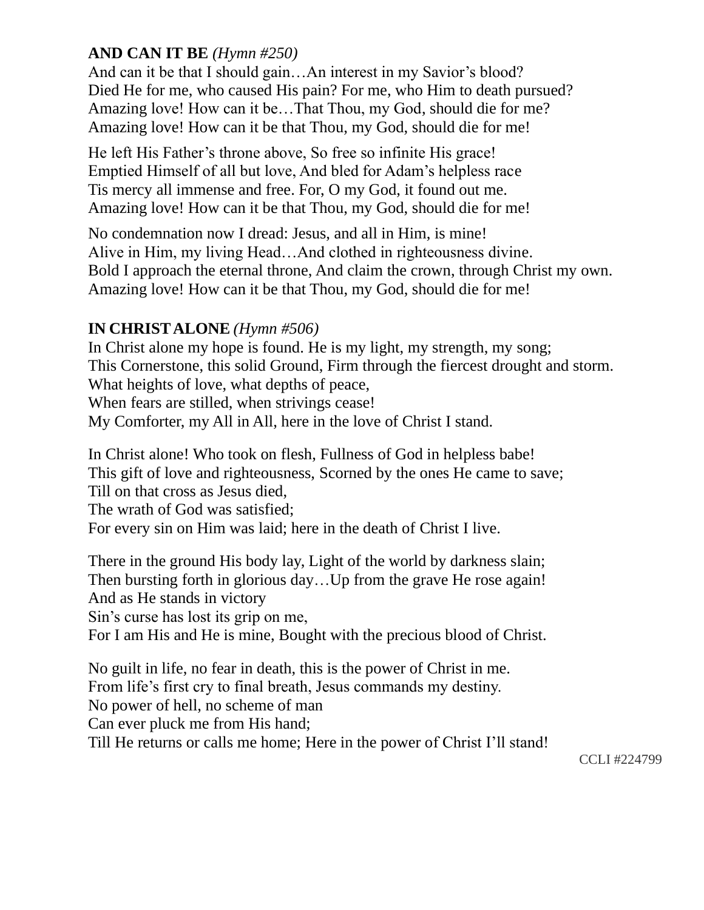**AND CAN IT BE** *(Hymn #250)*

And can it be that I should gain…An interest in my Savior's blood?
Died He for me, who caused His pain? For me, who Him to death pursued?
Amazing love! How can it be…That Thou, my God, should die for me?
Amazing love! How can it be that Thou, my God, should die for me!

He left His Father's throne above, So free so infinite His grace!
Emptied Himself of all but love, And bled for Adam's helpless race
Tis mercy all immense and free. For, O my God, it found out me.
Amazing love! How can it be that Thou, my God, should die for me!

No condemnation now I dread: Jesus, and all in Him, is mine!
Alive in Him, my living Head…And clothed in righteousness divine.
Bold I approach the eternal throne, And claim the crown, through Christ my own.
Amazing love! How can it be that Thou, my God, should die for me!

**IN CHRIST ALONE** *(Hymn #506)*

In Christ alone my hope is found. He is my light, my strength, my song;
This Cornerstone, this solid Ground, Firm through the fiercest drought and storm.
What heights of love, what depths of peace,
When fears are stilled, when strivings cease!
My Comforter, my All in All, here in the love of Christ I stand.

In Christ alone! Who took on flesh, Fullness of God in helpless babe!
This gift of love and righteousness, Scorned by the ones He came to save;
Till on that cross as Jesus died,
The wrath of God was satisfied;
For every sin on Him was laid; here in the death of Christ I live.

There in the ground His body lay, Light of the world by darkness slain;
Then bursting forth in glorious day…Up from the grave He rose again!
And as He stands in victory
Sin's curse has lost its grip on me,
For I am His and He is mine, Bought with the precious blood of Christ.

No guilt in life, no fear in death, this is the power of Christ in me.
From life's first cry to final breath, Jesus commands my destiny.
No power of hell, no scheme of man
Can ever pluck me from His hand;
Till He returns or calls me home; Here in the power of Christ I'll stand!

CCLI #224799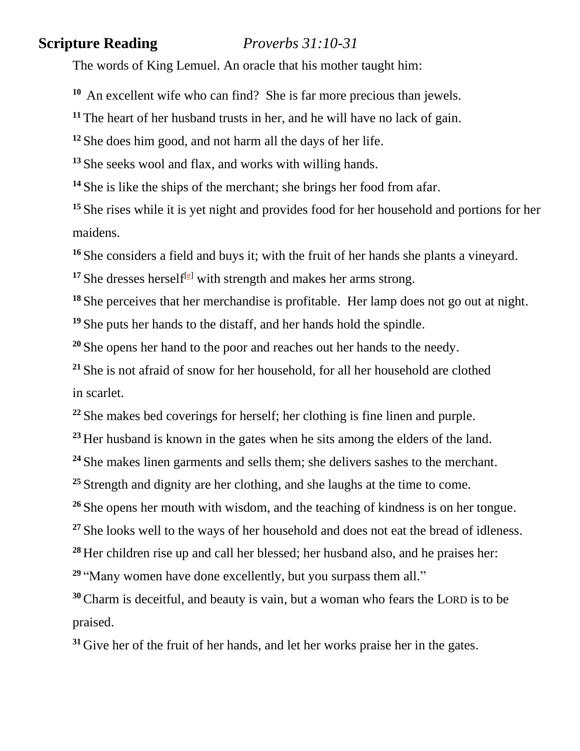**Scripture Reading** *Proverbs 31:10-31*

The words of King Lemuel. An oracle that his mother taught him:

**10** An excellent wife who can find? She is far more precious than jewels.

**11** The heart of her husband trusts in her, and he will have no lack of gain.

**12** She does him good, and not harm all the days of her life.

**13** She seeks wool and flax, and works with willing hands.

**14** She is like the ships of the merchant; she brings her food from afar.

**15** She rises while it is yet night and provides food for her household and portions for her maidens.

**16** She considers a field and buys it; with the fruit of her hands she plants a vineyard.

**17** She dresses herself[e] with strength and makes her arms strong.

**18** She perceives that her merchandise is profitable. Her lamp does not go out at night.

**19** She puts her hands to the distaff, and her hands hold the spindle.

**20** She opens her hand to the poor and reaches out her hands to the needy.

**21** She is not afraid of snow for her household, for all her household are clothed in scarlet.

**22** She makes bed coverings for herself; her clothing is fine linen and purple.

**23** Her husband is known in the gates when he sits among the elders of the land.

**24** She makes linen garments and sells them; she delivers sashes to the merchant.

**25** Strength and dignity are her clothing, and she laughs at the time to come.

**26** She opens her mouth with wisdom, and the teaching of kindness is on her tongue.

**27** She looks well to the ways of her household and does not eat the bread of idleness.

**28** Her children rise up and call her blessed; her husband also, and he praises her:

**29** "Many women have done excellently, but you surpass them all."

**30** Charm is deceitful, and beauty is vain, but a woman who fears the LORD is to be praised.

**31** Give her of the fruit of her hands, and let her works praise her in the gates.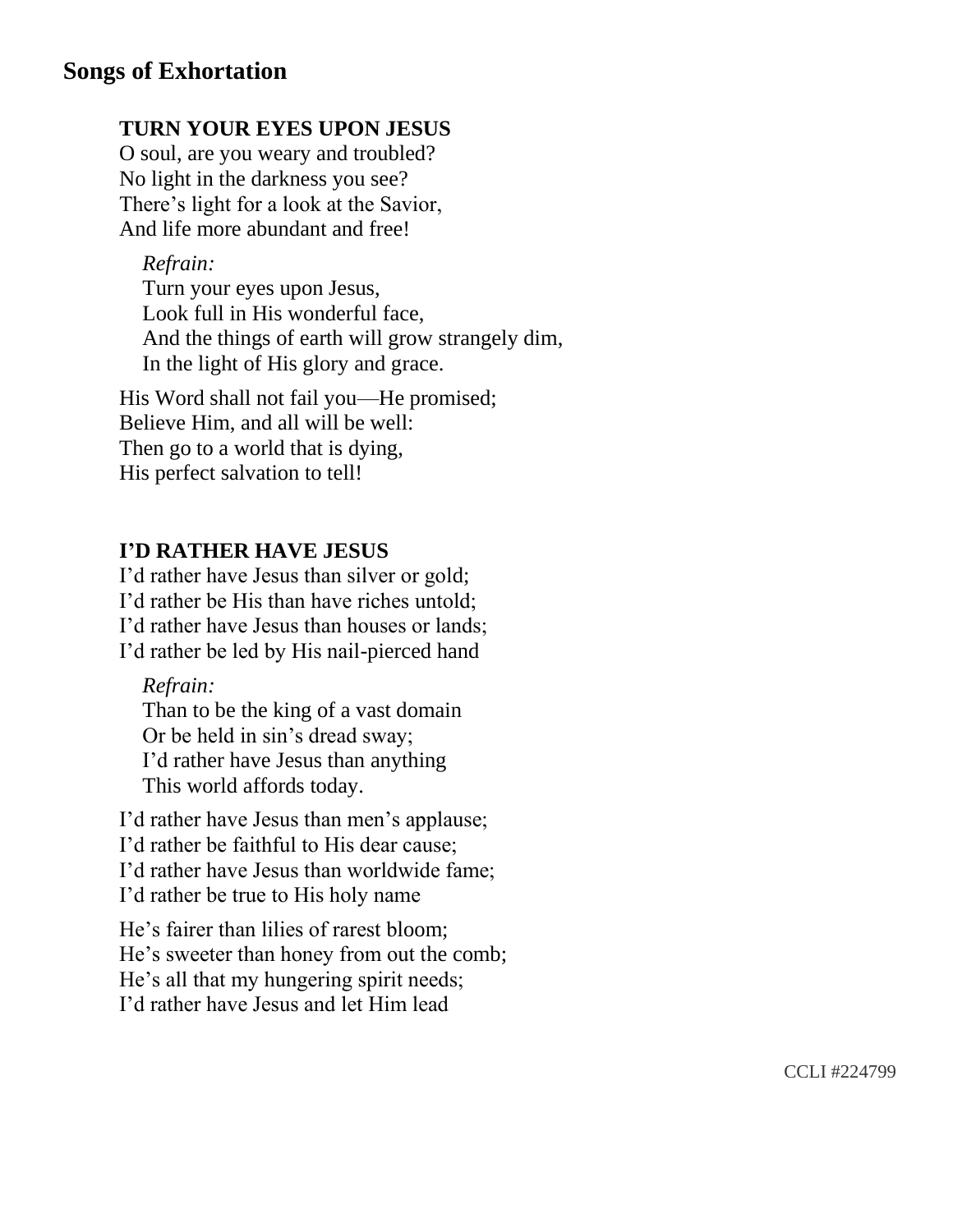## Songs of Exhortation

**TURN YOUR EYES UPON JESUS**

O soul, are you weary and troubled?
No light in the darkness you see?
There's light for a look at the Savior,
And life more abundant and free!

*Refrain:*
Turn your eyes upon Jesus,
Look full in His wonderful face,
And the things of earth will grow strangely dim,
In the light of His glory and grace.

His Word shall not fail you—He promised;
Believe Him, and all will be well:
Then go to a world that is dying,
His perfect salvation to tell!

**I'D RATHER HAVE JESUS**

I'd rather have Jesus than silver or gold;
I'd rather be His than have riches untold;
I'd rather have Jesus than houses or lands;
I'd rather be led by His nail-pierced hand

*Refrain:*
Than to be the king of a vast domain
Or be held in sin's dread sway;
I'd rather have Jesus than anything
This world affords today.

I'd rather have Jesus than men's applause;
I'd rather be faithful to His dear cause;
I'd rather have Jesus than worldwide fame;
I'd rather be true to His holy name

He's fairer than lilies of rarest bloom;
He's sweeter than honey from out the comb;
He's all that my hungering spirit needs;
I'd rather have Jesus and let Him lead

CCLI #224799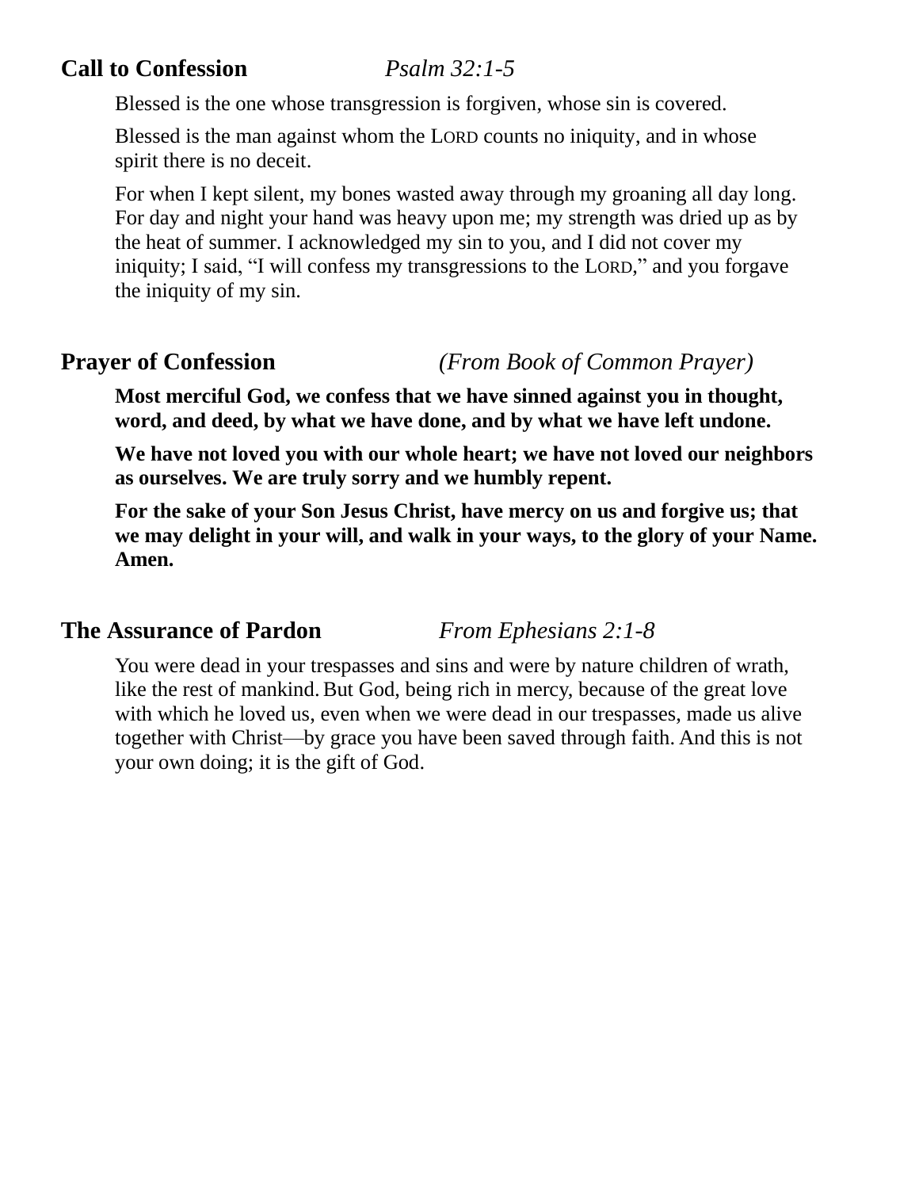## Call to Confession *Psalm 32:1-5*

Blessed is the one whose transgression is forgiven, whose sin is covered.

Blessed is the man against whom the LORD counts no iniquity, and in whose spirit there is no deceit.

For when I kept silent, my bones wasted away through my groaning all day long. For day and night your hand was heavy upon me; my strength was dried up as by the heat of summer. I acknowledged my sin to you, and I did not cover my iniquity; I said, "I will confess my transgressions to the LORD," and you forgave the iniquity of my sin.

## Prayer of Confession *(From Book of Common Prayer)*

**Most merciful God, we confess that we have sinned against you in thought, word, and deed, by what we have done, and by what we have left undone.**

**We have not loved you with our whole heart; we have not loved our neighbors as ourselves. We are truly sorry and we humbly repent.**

**For the sake of your Son Jesus Christ, have mercy on us and forgive us; that we may delight in your will, and walk in your ways, to the glory of your Name. Amen.**

## The Assurance of Pardon *From Ephesians 2:1-8*

You were dead in your trespasses and sins and were by nature children of wrath, like the rest of mankind. But God, being rich in mercy, because of the great love with which he loved us, even when we were dead in our trespasses, made us alive together with Christ—by grace you have been saved through faith. And this is not your own doing; it is the gift of God.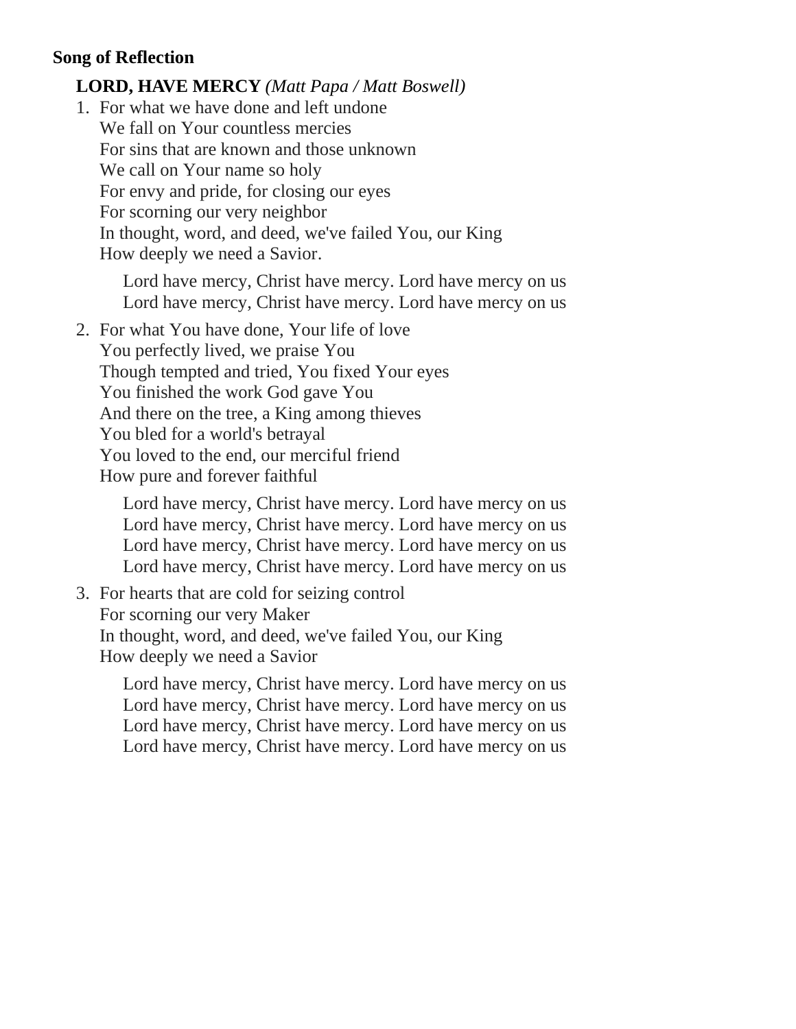**Song of Reflection**

**LORD, HAVE MERCY** *(Matt Papa / Matt Boswell)*

1. For what we have done and left undone  
   We fall on Your countless mercies  
   For sins that are known and those unknown  
   We call on Your name so holy  
   For envy and pride, for closing our eyes  
   For scorning our very neighbor  
   In thought, word, and deed, we've failed You, our King  
   How deeply we need a Savior.

   Lord have mercy, Christ have mercy. Lord have mercy on us  
   Lord have mercy, Christ have mercy. Lord have mercy on us

2. For what You have done, Your life of love  
   You perfectly lived, we praise You  
   Though tempted and tried, You fixed Your eyes  
   You finished the work God gave You  
   And there on the tree, a King among thieves  
   You bled for a world's betrayal  
   You loved to the end, our merciful friend  
   How pure and forever faithful

   Lord have mercy, Christ have mercy. Lord have mercy on us  
   Lord have mercy, Christ have mercy. Lord have mercy on us  
   Lord have mercy, Christ have mercy. Lord have mercy on us  
   Lord have mercy, Christ have mercy. Lord have mercy on us

3. For hearts that are cold for seizing control  
   For scorning our very Maker  
   In thought, word, and deed, we've failed You, our King  
   How deeply we need a Savior

   Lord have mercy, Christ have mercy. Lord have mercy on us  
   Lord have mercy, Christ have mercy. Lord have mercy on us  
   Lord have mercy, Christ have mercy. Lord have mercy on us  
   Lord have mercy, Christ have mercy. Lord have mercy on us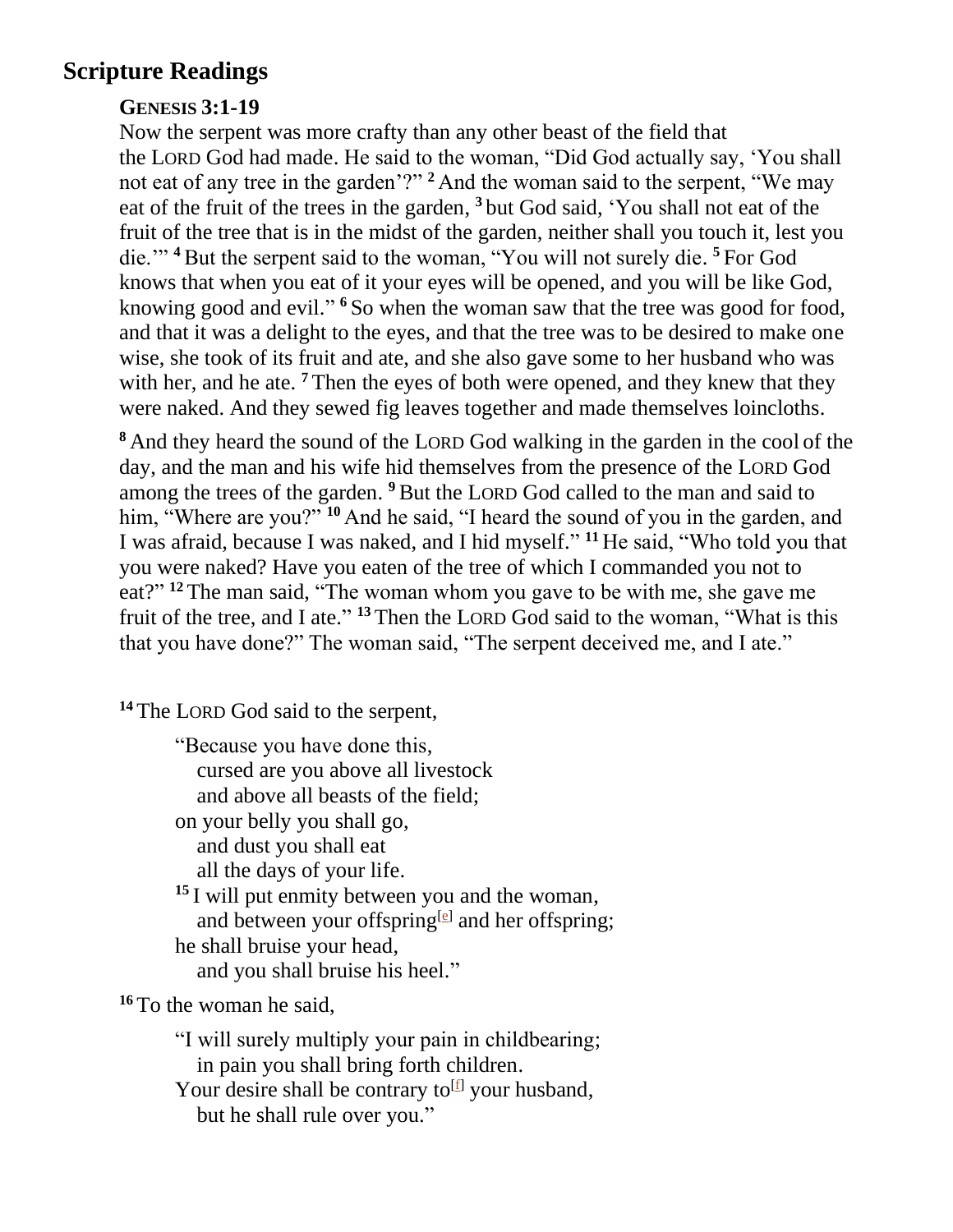# Scripture Readings

### GENESIS 3:1-19

Now the serpent was more crafty than any other beast of the field that the LORD God had made. He said to the woman, "Did God actually say, 'You shall not eat of any tree in the garden'?" **2** And the woman said to the serpent, "We may eat of the fruit of the trees in the garden, **3** but God said, 'You shall not eat of the fruit of the tree that is in the midst of the garden, neither shall you touch it, lest you die.'" **4** But the serpent said to the woman, "You will not surely die. **5** For God knows that when you eat of it your eyes will be opened, and you will be like God, knowing good and evil." **6** So when the woman saw that the tree was good for food, and that it was a delight to the eyes, and that the tree was to be desired to make one wise, she took of its fruit and ate, and she also gave some to her husband who was with her, and he ate. **7** Then the eyes of both were opened, and they knew that they were naked. And they sewed fig leaves together and made themselves loincloths.

**8** And they heard the sound of the LORD God walking in the garden in the cool of the day, and the man and his wife hid themselves from the presence of the LORD God among the trees of the garden. **9** But the LORD God called to the man and said to him, "Where are you?" **10** And he said, "I heard the sound of you in the garden, and I was afraid, because I was naked, and I hid myself." **11** He said, "Who told you that you were naked? Have you eaten of the tree of which I commanded you not to eat?" **12** The man said, "The woman whom you gave to be with me, she gave me fruit of the tree, and I ate." **13** Then the LORD God said to the woman, "What is this that you have done?" The woman said, "The serpent deceived me, and I ate."

**14** The LORD God said to the serpent,

"Because you have done this,
  cursed are you above all livestock
  and above all beasts of the field;
on your belly you shall go,
  and dust you shall eat
  all the days of your life.
**15** I will put enmity between you and the woman,
  and between your offspring[e] and her offspring;
he shall bruise your head,
  and you shall bruise his heel."

**16** To the woman he said,

"I will surely multiply your pain in childbearing;
  in pain you shall bring forth children.
Your desire shall be contrary to[f] your husband,
  but he shall rule over you."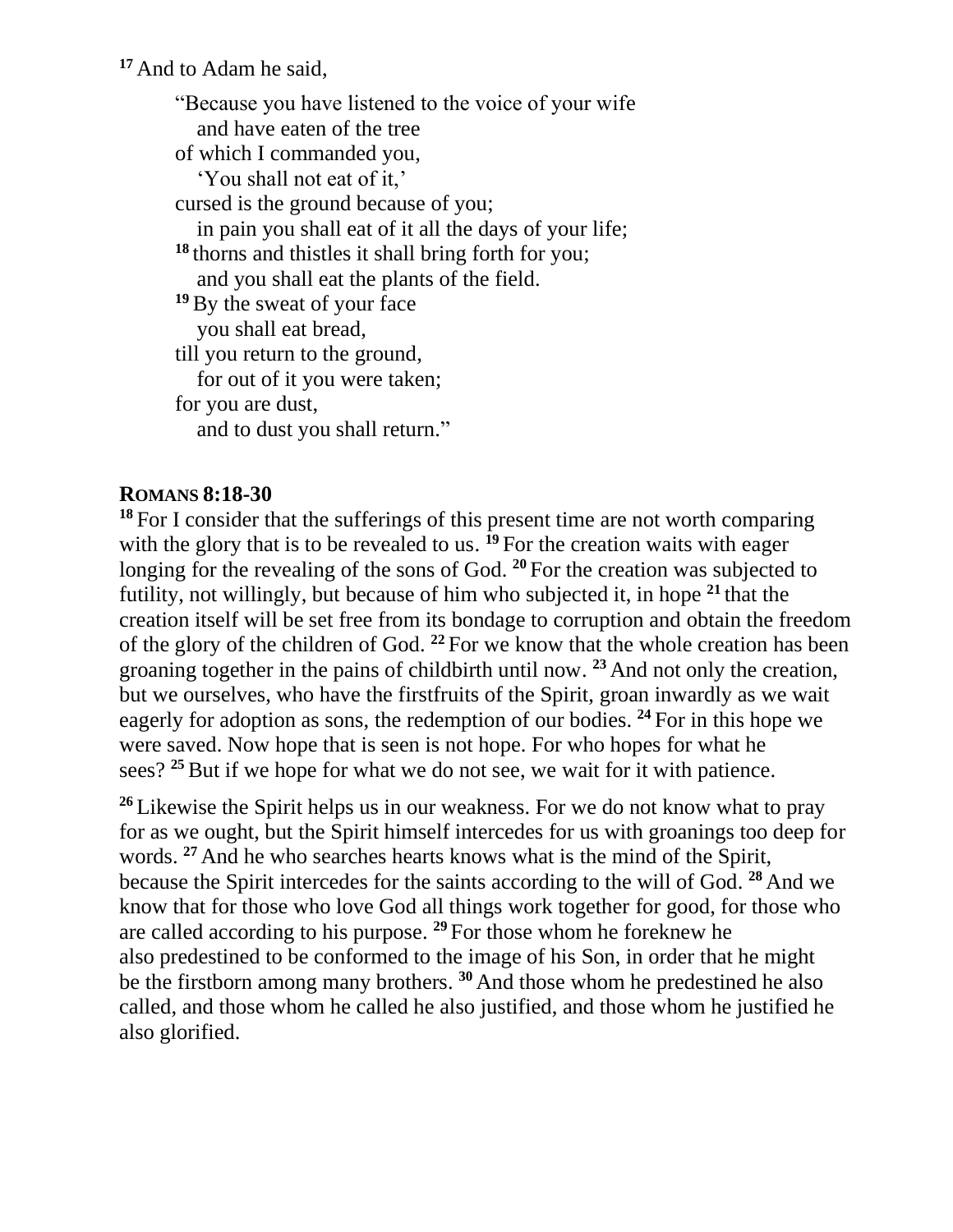[17] And to Adam he said,

> "Because you have listened to the voice of your wife
>   and have eaten of the tree
> of which I commanded you,
>   'You shall not eat of it,'
> cursed is the ground because of you;
>   in pain you shall eat of it all the days of your life;
> [18] thorns and thistles it shall bring forth for you;
>   and you shall eat the plants of the field.
> [19] By the sweat of your face
>   you shall eat bread,
> till you return to the ground,
>   for out of it you were taken;
> for you are dust,
>   and to dust you shall return."

## ROMANS 8:18-30

[18] For I consider that the sufferings of this present time are not worth comparing with the glory that is to be revealed to us. [19] For the creation waits with eager longing for the revealing of the sons of God. [20] For the creation was subjected to futility, not willingly, but because of him who subjected it, in hope [21] that the creation itself will be set free from its bondage to corruption and obtain the freedom of the glory of the children of God. [22] For we know that the whole creation has been groaning together in the pains of childbirth until now. [23] And not only the creation, but we ourselves, who have the firstfruits of the Spirit, groan inwardly as we wait eagerly for adoption as sons, the redemption of our bodies. [24] For in this hope we were saved. Now hope that is seen is not hope. For who hopes for what he sees? [25] But if we hope for what we do not see, we wait for it with patience.

[26] Likewise the Spirit helps us in our weakness. For we do not know what to pray for as we ought, but the Spirit himself intercedes for us with groanings too deep for words. [27] And he who searches hearts knows what is the mind of the Spirit, because the Spirit intercedes for the saints according to the will of God. [28] And we know that for those who love God all things work together for good, for those who are called according to his purpose. [29] For those whom he foreknew he also predestined to be conformed to the image of his Son, in order that he might be the firstborn among many brothers. [30] And those whom he predestined he also called, and those whom he called he also justified, and those whom he justified he also glorified.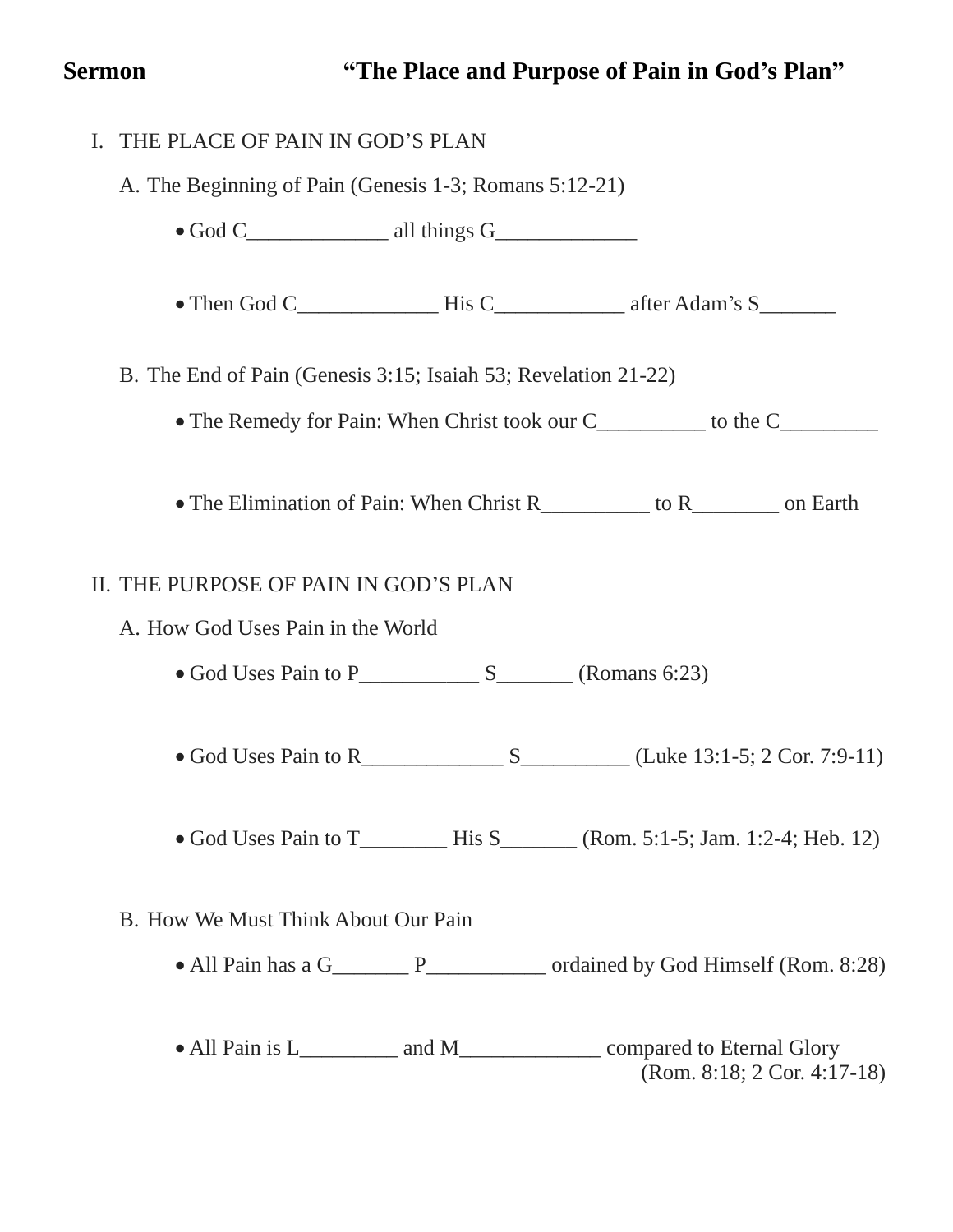# Sermon "The Place and Purpose of Pain in God's Plan"

I. THE PLACE OF PAIN IN GOD'S PLAN

A. The Beginning of Pain (Genesis 1-3; Romans 5:12-21)

- God C_____________ all things G_____________

- Then God C_____________ His C____________ after Adam's S_______

B. The End of Pain (Genesis 3:15; Isaiah 53; Revelation 21-22)

- The Remedy for Pain: When Christ took our C__________ to the C_________

- The Elimination of Pain: When Christ R__________ to R________ on Earth

II. THE PURPOSE OF PAIN IN GOD'S PLAN

A. How God Uses Pain in the World

- God Uses Pain to P___________ S_______ (Romans 6:23)

- God Uses Pain to R_____________ S__________ (Luke 13:1-5; 2 Cor. 7:9-11)

- God Uses Pain to T________ His S_______ (Rom. 5:1-5; Jam. 1:2-4; Heb. 12)

B. How We Must Think About Our Pain

- All Pain has a G_______ P___________ ordained by God Himself (Rom. 8:28)

- All Pain is L_________ and M_____________ compared to Eternal Glory (Rom. 8:18; 2 Cor. 4:17-18)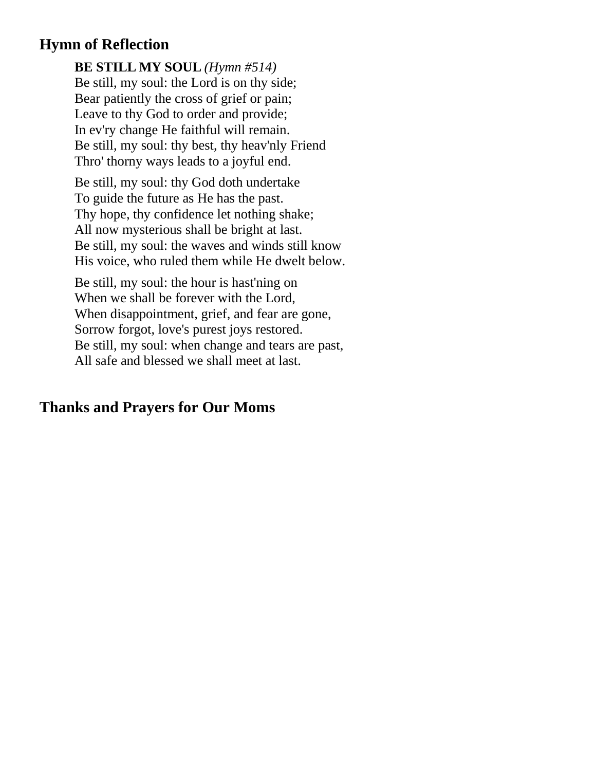## Hymn of Reflection

**BE STILL MY SOUL** *(Hymn #514)*
Be still, my soul: the Lord is on thy side;
Bear patiently the cross of grief or pain;
Leave to thy God to order and provide;
In ev'ry change He faithful will remain.
Be still, my soul: thy best, thy heav'nly Friend
Thro' thorny ways leads to a joyful end.

Be still, my soul: thy God doth undertake
To guide the future as He has the past.
Thy hope, thy confidence let nothing shake;
All now mysterious shall be bright at last.
Be still, my soul: the waves and winds still know
His voice, who ruled them while He dwelt below.

Be still, my soul: the hour is hast'ning on
When we shall be forever with the Lord,
When disappointment, grief, and fear are gone,
Sorrow forgot, love's purest joys restored.
Be still, my soul: when change and tears are past,
All safe and blessed we shall meet at last.

## Thanks and Prayers for Our Moms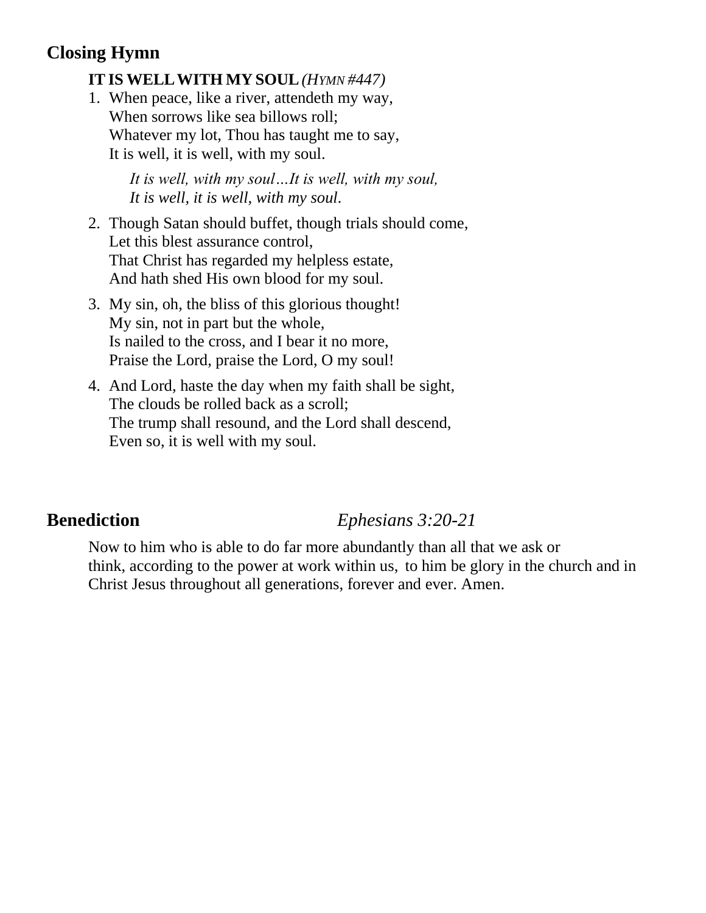## Closing Hymn

**IT IS WELL WITH MY SOUL** *(HYMN #447)*

1. When peace, like a river, attendeth my way,
   When sorrows like sea billows roll;
   Whatever my lot, Thou has taught me to say,
   It is well, it is well, with my soul.

   *It is well, with my soul…It is well, with my soul,*
   *It is well, it is well, with my soul.*

2. Though Satan should buffet, though trials should come,
   Let this blest assurance control,
   That Christ has regarded my helpless estate,
   And hath shed His own blood for my soul.

3. My sin, oh, the bliss of this glorious thought!
   My sin, not in part but the whole,
   Is nailed to the cross, and I bear it no more,
   Praise the Lord, praise the Lord, O my soul!

4. And Lord, haste the day when my faith shall be sight,
   The clouds be rolled back as a scroll;
   The trump shall resound, and the Lord shall descend,
   Even so, it is well with my soul.

## Benediction *Ephesians 3:20-21*

Now to him who is able to do far more abundantly than all that we ask or think, according to the power at work within us, to him be glory in the church and in Christ Jesus throughout all generations, forever and ever. Amen.